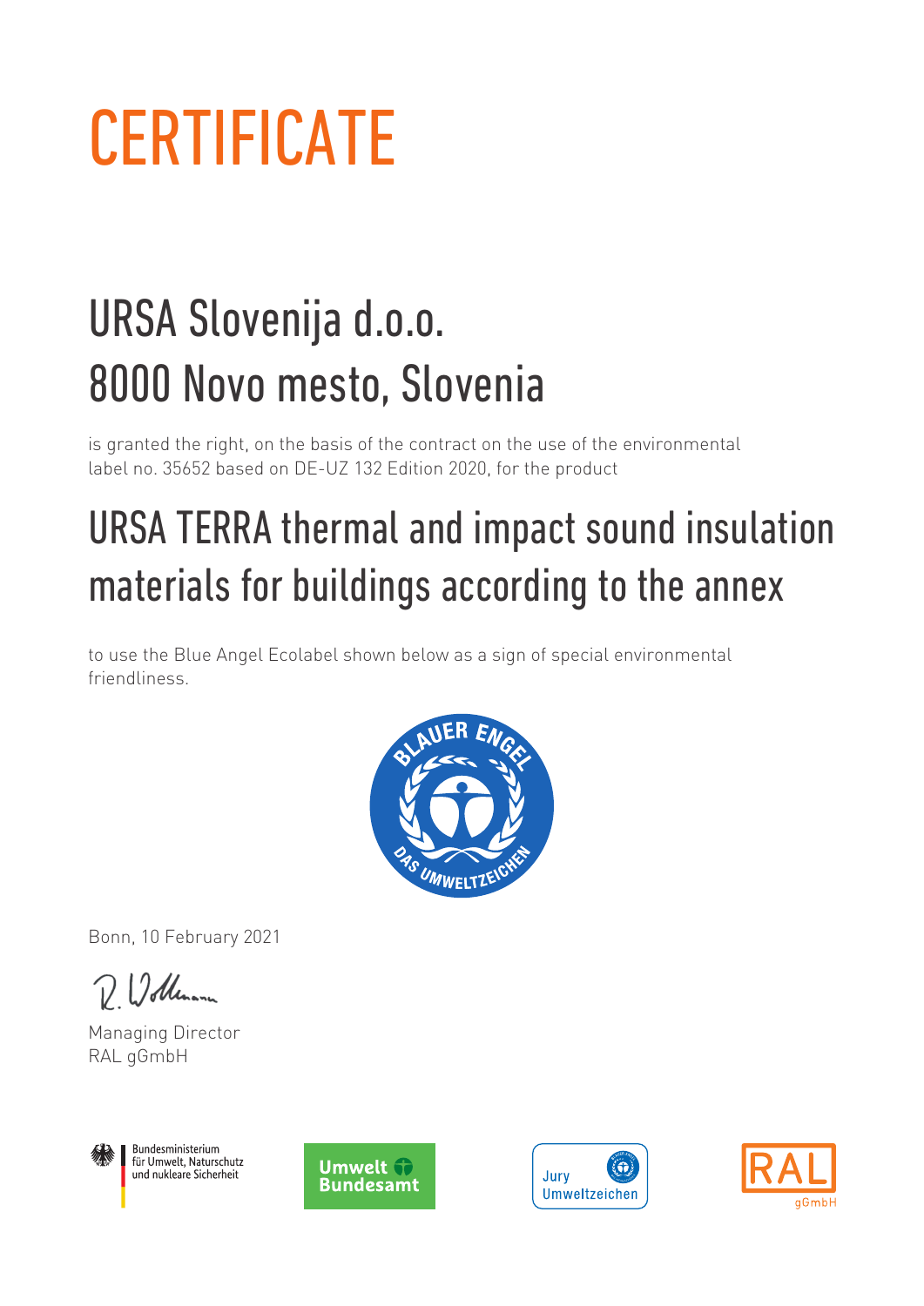# CERTIFICATE

## URSA Slovenija d.o.o.
## 8000 Novo mesto, Slovenia

is granted the right, on the basis of the contract on the use of the environmental label no. 35652 based on DE-UZ 132 Edition 2020, for the product

## URSA TERRA thermal and impact sound insulation materials for buildings according to the annex

to use the Blue Angel Ecolabel shown below as a sign of special environmental friendliness.

Bonn, 10 February 2021

Managing Director
RAL gGmbH

Bundesministerium für Umwelt, Naturschutz und nukleare Sicherheit

Umwelt Bundesamt

Jury Umweltzeichen

RAL gGmbH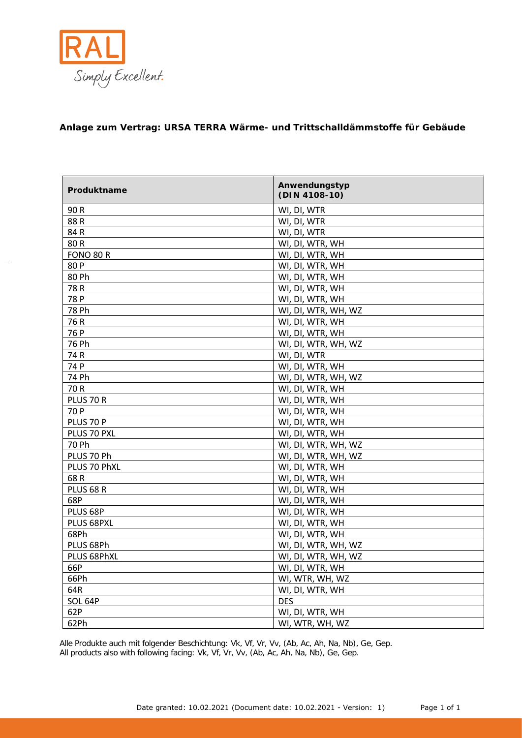**Anlage zum Vertrag: URSA TERRA Wärme- und Trittschalldämmstoffe für Gebäude**

| Produktname | Anwendungstyp (DIN 4108-10) |
| --- | --- |
| 90 R | WI, DI, WTR |
| 88 R | WI, DI, WTR |
| 84 R | WI, DI, WTR |
| 80 R | WI, DI, WTR, WH |
| FONO 80 R | WI, DI, WTR, WH |
| 80 P | WI, DI, WTR, WH |
| 80 Ph | WI, DI, WTR, WH |
| 78 R | WI, DI, WTR, WH |
| 78 P | WI, DI, WTR, WH |
| 78 Ph | WI, DI, WTR, WH, WZ |
| 76 R | WI, DI, WTR, WH |
| 76 P | WI, DI, WTR, WH |
| 76 Ph | WI, DI, WTR, WH, WZ |
| 74 R | WI, DI, WTR |
| 74 P | WI, DI, WTR, WH |
| 74 Ph | WI, DI, WTR, WH, WZ |
| 70 R | WI, DI, WTR, WH |
| PLUS 70 R | WI, DI, WTR, WH |
| 70 P | WI, DI, WTR, WH |
| PLUS 70 P | WI, DI, WTR, WH |
| PLUS 70 PXL | WI, DI, WTR, WH |
| 70 Ph | WI, DI, WTR, WH, WZ |
| PLUS 70 Ph | WI, DI, WTR, WH, WZ |
| PLUS 70 PhXL | WI, DI, WTR, WH |
| 68 R | WI, DI, WTR, WH |
| PLUS 68 R | WI, DI, WTR, WH |
| 68P | WI, DI, WTR, WH |
| PLUS 68P | WI, DI, WTR, WH |
| PLUS 68PXL | WI, DI, WTR, WH |
| 68Ph | WI, DI, WTR, WH |
| PLUS 68Ph | WI, DI, WTR, WH, WZ |
| PLUS 68PhXL | WI, DI, WTR, WH, WZ |
| 66P | WI, DI, WTR, WH |
| 66Ph | WI, WTR, WH, WZ |
| 64R | WI, DI, WTR, WH |
| SOL 64P | DES |
| 62P | WI, DI, WTR, WH |
| 62Ph | WI, WTR, WH, WZ |

Alle Produkte auch mit folgender Beschichtung: Vk, Vf, Vr, Vv, (Ab, Ac, Ah, Na, Nb), Ge, Gep.
All products also with following facing: Vk, Vf, Vr, Vv, (Ab, Ac, Ah, Na, Nb), Ge, Gep.

Date granted: 10.02.2021 (Document date: 10.02.2021 - Version: 1)